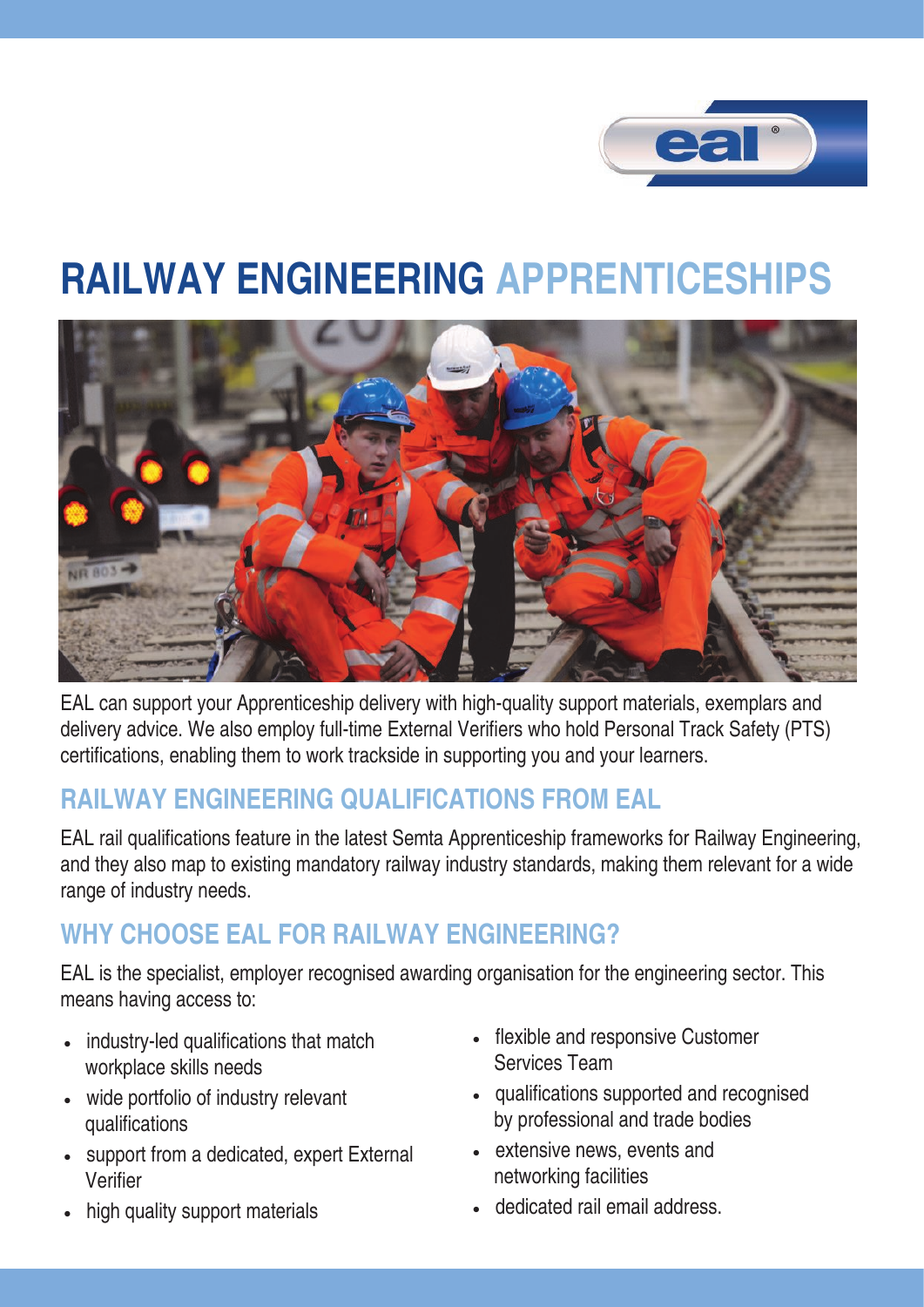# RAILWAY ENGINEERING APPRENTICESHIPS

EAL can support your Apprenticeship delivery with high-quality support materials, exemplars and delivery advice. We also employ full-time External Verifiers who hold Personal Track Safety (PTS) certifications, enabling them to work trackside in supporting you and your learners.

## RAILWAY ENGINEERING QUALIFICATIONS FROM EAL

EAL rail qualifications feature in the latest Semta Apprenticeship frameworks for Railway Engineering, and they also map to existing mandatory railway industry standards, making them relevant for a wide range of industry needs.

## WHY CHOOSE EAL FOR RAILWAY ENGINEERING?

EAL is the specialist, employer recognised awarding organisation for the engineering sector. This means having access to:

- industry-led qualifications that match workplace skills needs
- wide portfolio of industry relevant qualifications
- support from a dedicated, expert External Verifier
- high quality support materials
- flexible and responsive Customer Services Team
- qualifications supported and recognised by professional and trade bodies
- extensive news, events and networking facilities
- dedicated rail email address.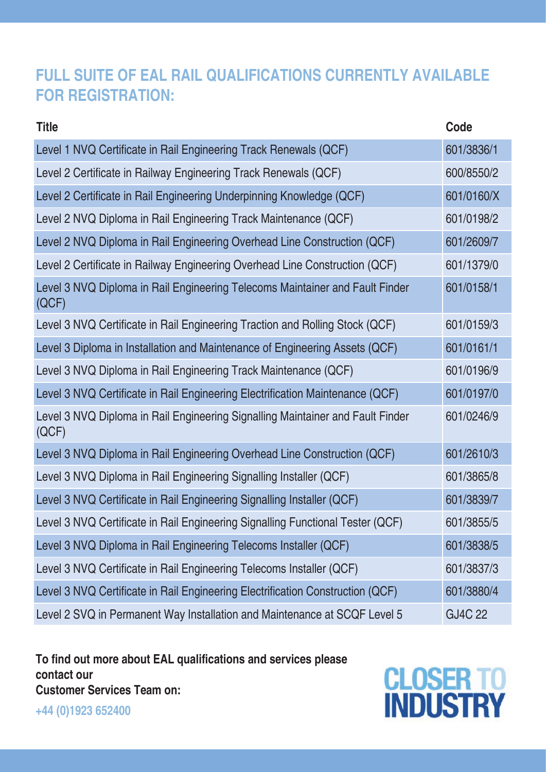## FULL SUITE OF EAL RAIL QUALIFICATIONS CURRENTLY AVAILABLE FOR REGISTRATION:

| Title | Code |
| --- | --- |
| Level 1 NVQ Certificate in Rail Engineering Track Renewals (QCF) | 601/3836/1 |
| Level 2 Certificate in Railway Engineering Track Renewals (QCF) | 600/8550/2 |
| Level 2 Certificate in Rail Engineering Underpinning Knowledge (QCF) | 601/0160/X |
| Level 2 NVQ Diploma in Rail Engineering Track Maintenance (QCF) | 601/0198/2 |
| Level 2 NVQ Diploma in Rail Engineering Overhead Line Construction (QCF) | 601/2609/7 |
| Level 2 Certificate in Railway Engineering Overhead Line Construction (QCF) | 601/1379/0 |
| Level 3 NVQ Diploma in Rail Engineering Telecoms Maintainer and Fault Finder (QCF) | 601/0158/1 |
| Level 3 NVQ Certificate in Rail Engineering Traction and Rolling Stock (QCF) | 601/0159/3 |
| Level 3 Diploma in Installation and Maintenance of Engineering Assets (QCF) | 601/0161/1 |
| Level 3 NVQ Diploma in Rail Engineering Track Maintenance (QCF) | 601/0196/9 |
| Level 3 NVQ Certificate in Rail Engineering Electrification Maintenance (QCF) | 601/0197/0 |
| Level 3 NVQ Diploma in Rail Engineering Signalling Maintainer and Fault Finder (QCF) | 601/0246/9 |
| Level 3 NVQ Diploma in Rail Engineering Overhead Line Construction (QCF) | 601/2610/3 |
| Level 3 NVQ Diploma in Rail Engineering Signalling Installer (QCF) | 601/3865/8 |
| Level 3 NVQ Certificate in Rail Engineering Signalling Installer (QCF) | 601/3839/7 |
| Level 3 NVQ Certificate in Rail Engineering Signalling Functional Tester (QCF) | 601/3855/5 |
| Level 3 NVQ Diploma in Rail Engineering Telecoms Installer (QCF) | 601/3838/5 |
| Level 3 NVQ Certificate in Rail Engineering Telecoms Installer (QCF) | 601/3837/3 |
| Level 3 NVQ Certificate in Rail Engineering Electrification Construction (QCF) | 601/3880/4 |
| Level 2 SVQ in Permanent Way Installation and Maintenance at SCQF Level 5 | GJ4C 22 |

**To find out more about EAL qualifications and services please contact our Customer Services Team on:**

+44 (0)1923 652400

CLOSER TO INDUSTRY